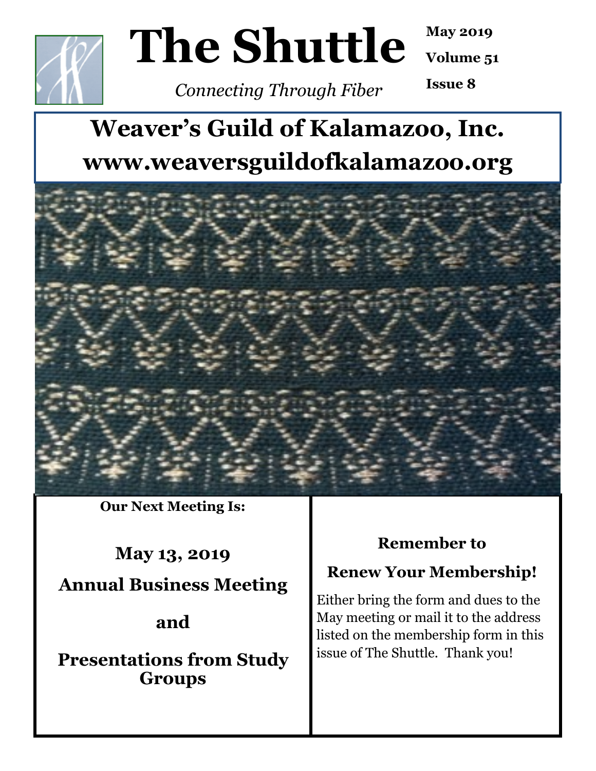# The Shuttle

*Connecting Through Fiber*

**May 2019**
**Volume 51**
**Issue 8**

## Weaver's Guild of Kalamazoo, Inc.
## www.weaversguildofkalamazoo.org

**Our Next Meeting Is:**

**May 13, 2019**

**Annual Business Meeting**

**and**

**Presentations from Study Groups**

**Remember to**

**Renew Your Membership!**

Either bring the form and dues to the May meeting or mail it to the address listed on the membership form in this issue of The Shuttle. Thank you!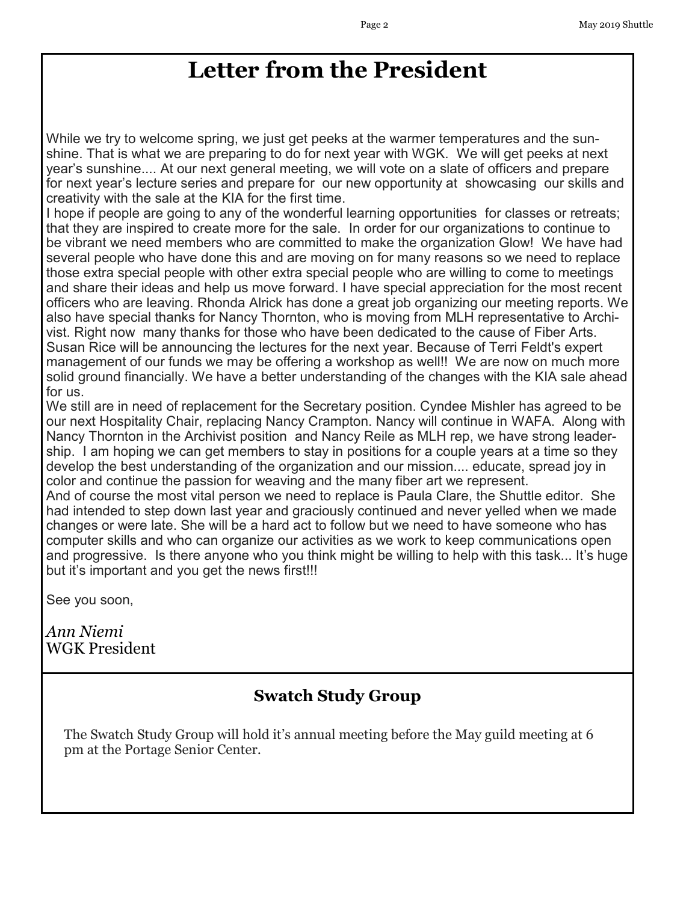# Letter from the President

While we try to welcome spring, we just get peeks at the warmer temperatures and the sunshine. That is what we are preparing to do for next year with WGK. We will get peeks at next year's sunshine.... At our next general meeting, we will vote on a slate of officers and prepare for next year's lecture series and prepare for our new opportunity at showcasing our skills and creativity with the sale at the KIA for the first time.

I hope if people are going to any of the wonderful learning opportunities for classes or retreats; that they are inspired to create more for the sale. In order for our organizations to continue to be vibrant we need members who are committed to make the organization Glow! We have had several people who have done this and are moving on for many reasons so we need to replace those extra special people with other extra special people who are willing to come to meetings and share their ideas and help us move forward. I have special appreciation for the most recent officers who are leaving. Rhonda Alrick has done a great job organizing our meeting reports. We also have special thanks for Nancy Thornton, who is moving from MLH representative to Archivist. Right now many thanks for those who have been dedicated to the cause of Fiber Arts. Susan Rice will be announcing the lectures for the next year. Because of Terri Feldt's expert management of our funds we may be offering a workshop as well!! We are now on much more solid ground financially. We have a better understanding of the changes with the KIA sale ahead for us.

We still are in need of replacement for the Secretary position. Cyndee Mishler has agreed to be our next Hospitality Chair, replacing Nancy Crampton. Nancy will continue in WAFA. Along with Nancy Thornton in the Archivist position and Nancy Reile as MLH rep, we have strong leadership. I am hoping we can get members to stay in positions for a couple years at a time so they develop the best understanding of the organization and our mission.... educate, spread joy in color and continue the passion for weaving and the many fiber art we represent.

And of course the most vital person we need to replace is Paula Clare, the Shuttle editor. She had intended to step down last year and graciously continued and never yelled when we made changes or were late. She will be a hard act to follow but we need to have someone who has computer skills and who can organize our activities as we work to keep communications open and progressive. Is there anyone who you think might be willing to help with this task... It's huge but it's important and you get the news first!!!

See you soon,

*Ann Niemi*
WGK President

## Swatch Study Group

The Swatch Study Group will hold it's annual meeting before the May guild meeting at 6 pm at the Portage Senior Center.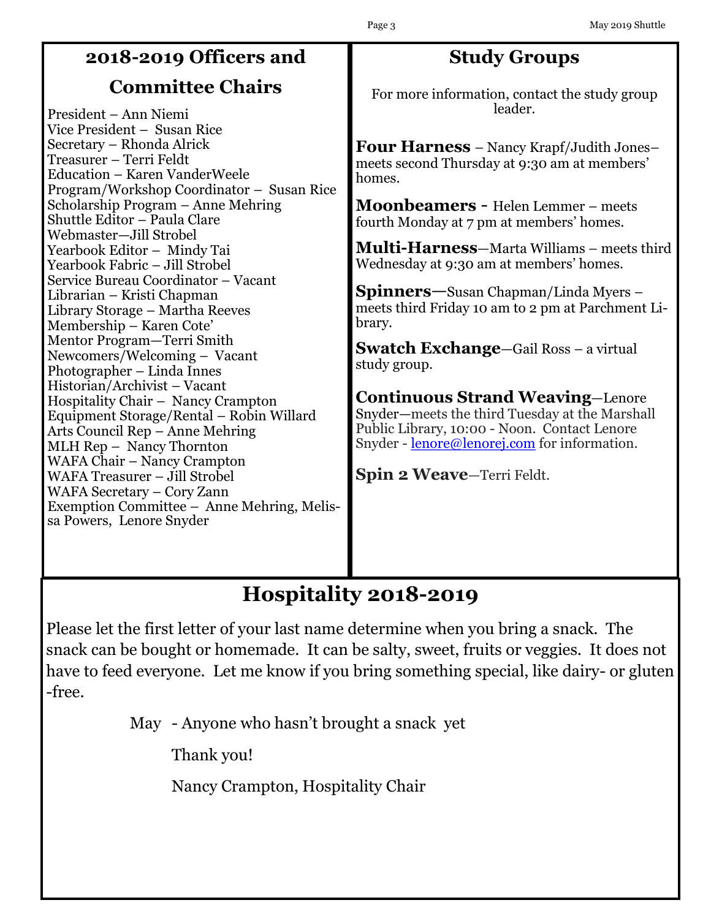## 2018-2019 Officers and Committee Chairs

President – Ann Niemi
Vice President – Susan Rice
Secretary – Rhonda Alrick
Treasurer – Terri Feldt
Education – Karen VanderWeele
Program/Workshop Coordinator – Susan Rice
Scholarship Program – Anne Mehring
Shuttle Editor – Paula Clare
Webmaster—Jill Strobel
Yearbook Editor – Mindy Tai
Yearbook Fabric – Jill Strobel
Service Bureau Coordinator – Vacant
Librarian – Kristi Chapman
Library Storage – Martha Reeves
Membership – Karen Cote'
Mentor Program—Terri Smith
Newcomers/Welcoming – Vacant
Photographer – Linda Innes
Historian/Archivist – Vacant
Hospitality Chair – Nancy Crampton
Equipment Storage/Rental – Robin Willard
Arts Council Rep – Anne Mehring
MLH Rep – Nancy Thornton
WAFA Chair – Nancy Crampton
WAFA Treasurer – Jill Strobel
WAFA Secretary – Cory Zann
Exemption Committee – Anne Mehring, Melissa Powers, Lenore Snyder

## Study Groups

For more information, contact the study group leader.

**Four Harness** – Nancy Krapf/Judith Jones– meets second Thursday at 9:30 am at members' homes.

**Moonbeamers -** Helen Lemmer – meets fourth Monday at 7 pm at members' homes.

**Multi-Harness**—Marta Williams – meets third Wednesday at 9:30 am at members' homes.

**Spinners—**Susan Chapman/Linda Myers – meets third Friday 10 am to 2 pm at Parchment Library.

**Swatch Exchange**—Gail Ross – a virtual study group.

**Continuous Strand Weaving**—Lenore Snyder—meets the third Tuesday at the Marshall Public Library, 10:00 - Noon. Contact Lenore Snyder - lenore@lenorej.com for information.

**Spin 2 Weave**—Terri Feldt.

## Hospitality 2018-2019

Please let the first letter of your last name determine when you bring a snack. The snack can be bought or homemade. It can be salty, sweet, fruits or veggies. It does not have to feed everyone. Let me know if you bring something special, like dairy- or gluten-free.

May - Anyone who hasn't brought a snack yet

Thank you!

Nancy Crampton, Hospitality Chair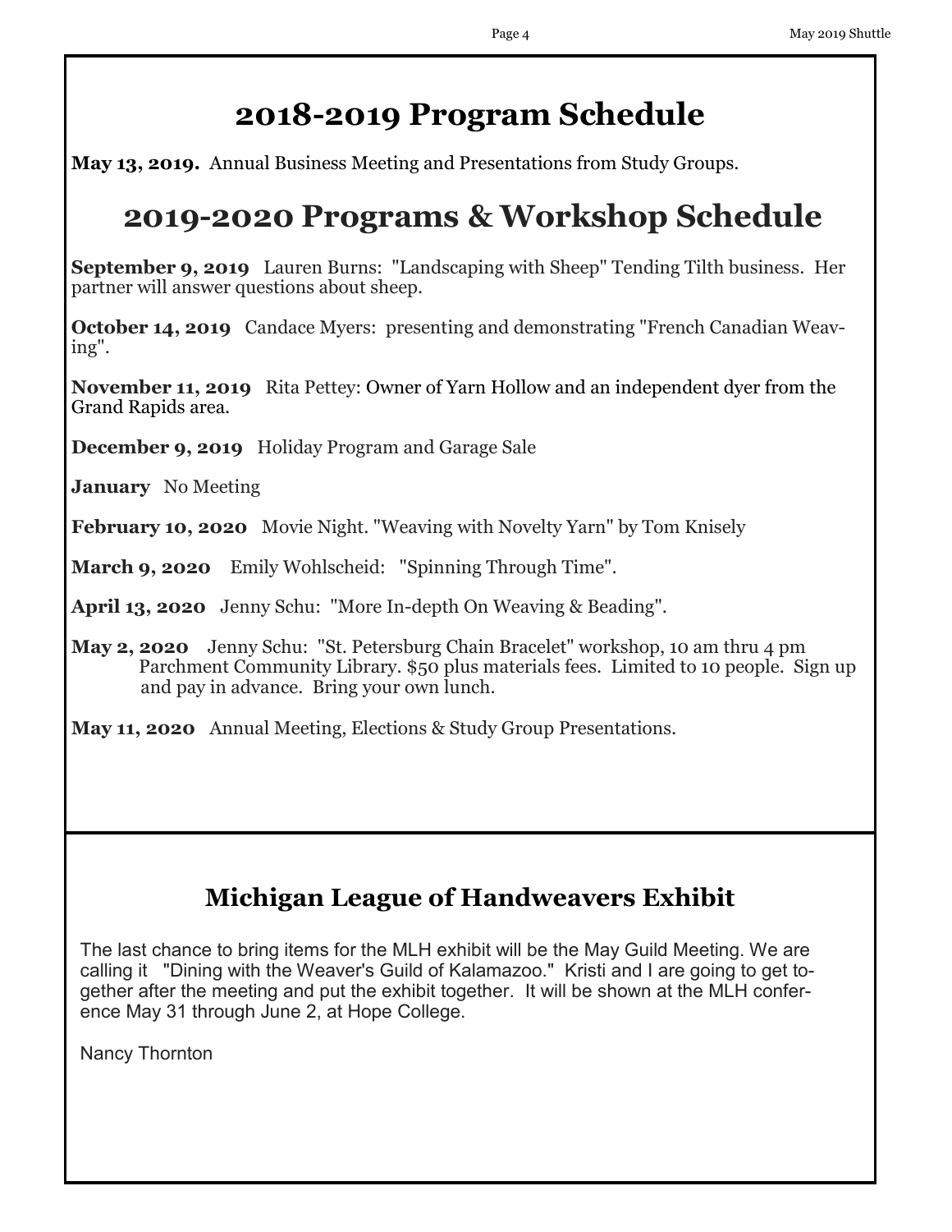# 2018-2019 Program Schedule

**May 13, 2019.** Annual Business Meeting and Presentations from Study Groups.

# 2019-2020 Programs & Workshop Schedule

**September 9, 2019** Lauren Burns: "Landscaping with Sheep" Tending Tilth business. Her partner will answer questions about sheep.

**October 14, 2019** Candace Myers: presenting and demonstrating "French Canadian Weaving".

**November 11, 2019** Rita Pettey: Owner of Yarn Hollow and an independent dyer from the Grand Rapids area.

**December 9, 2019** Holiday Program and Garage Sale

**January** No Meeting

**February 10, 2020** Movie Night. "Weaving with Novelty Yarn" by Tom Knisely

**March 9, 2020** Emily Wohlscheid: "Spinning Through Time".

**April 13, 2020** Jenny Schu: "More In-depth On Weaving & Beading".

**May 2, 2020** Jenny Schu: "St. Petersburg Chain Bracelet" workshop, 10 am thru 4 pm Parchment Community Library. $50 plus materials fees. Limited to 10 people. Sign up and pay in advance. Bring your own lunch.

**May 11, 2020** Annual Meeting, Elections & Study Group Presentations.

## Michigan League of Handweavers Exhibit

The last chance to bring items for the MLH exhibit will be the May Guild Meeting. We are calling it "Dining with the Weaver's Guild of Kalamazoo." Kristi and I are going to get together after the meeting and put the exhibit together. It will be shown at the MLH conference May 31 through June 2, at Hope College.

Nancy Thornton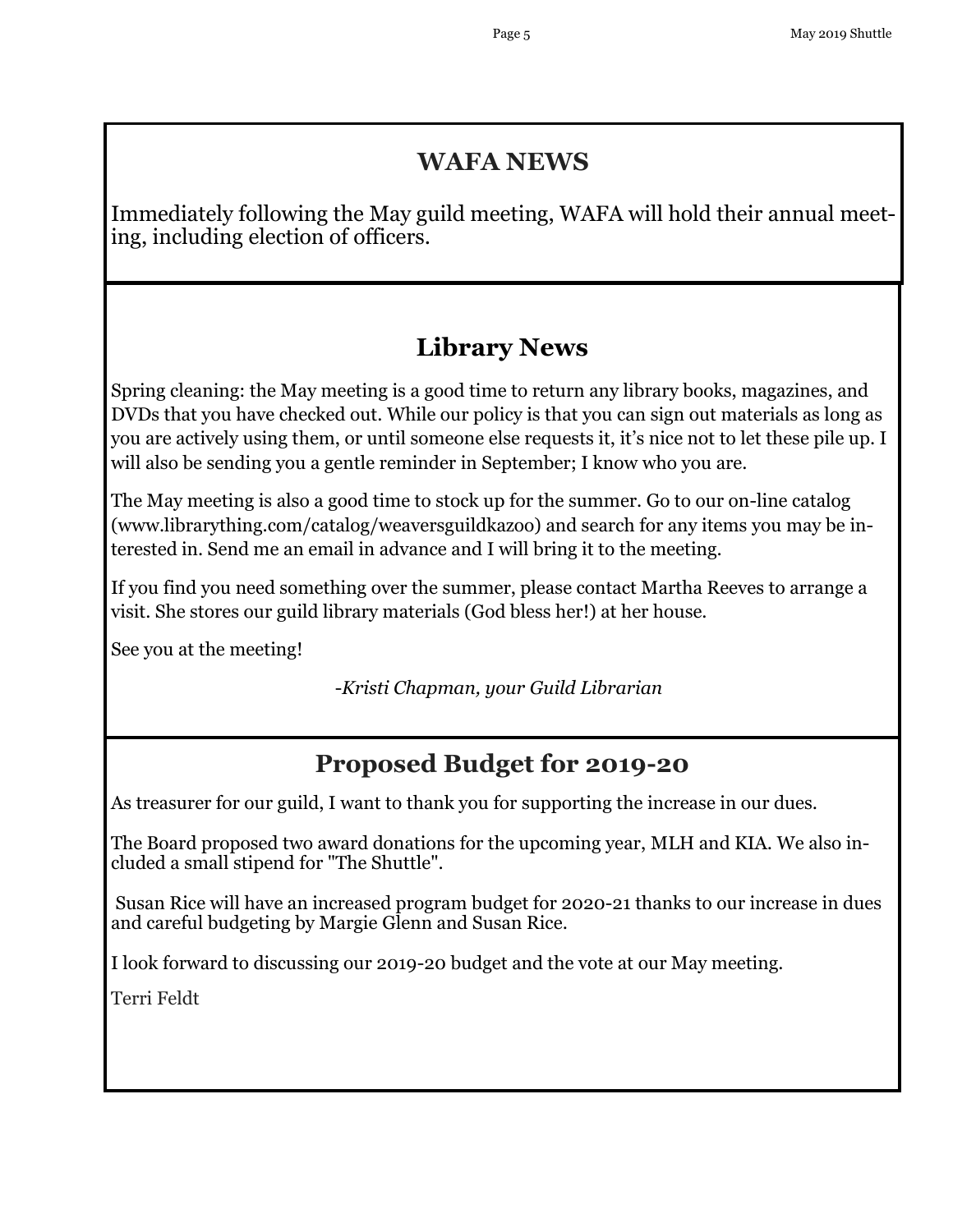## WAFA NEWS

Immediately following the May guild meeting, WAFA will hold their annual meeting, including election of officers.

## Library News

Spring cleaning: the May meeting is a good time to return any library books, magazines, and DVDs that you have checked out. While our policy is that you can sign out materials as long as you are actively using them, or until someone else requests it, it's nice not to let these pile up. I will also be sending you a gentle reminder in September; I know who you are.

The May meeting is also a good time to stock up for the summer. Go to our on-line catalog (www.librarything.com/catalog/weaversguildkazoo) and search for any items you may be interested in. Send me an email in advance and I will bring it to the meeting.

If you find you need something over the summer, please contact Martha Reeves to arrange a visit. She stores our guild library materials (God bless her!) at her house.

See you at the meeting!

*-Kristi Chapman, your Guild Librarian*

## Proposed Budget for 2019-20

As treasurer for our guild, I want to thank you for supporting the increase in our dues.

The Board proposed two award donations for the upcoming year, MLH and KIA. We also included a small stipend for "The Shuttle".

Susan Rice will have an increased program budget for 2020-21 thanks to our increase in dues and careful budgeting by Margie Glenn and Susan Rice.

I look forward to discussing our 2019-20 budget and the vote at our May meeting.

Terri Feldt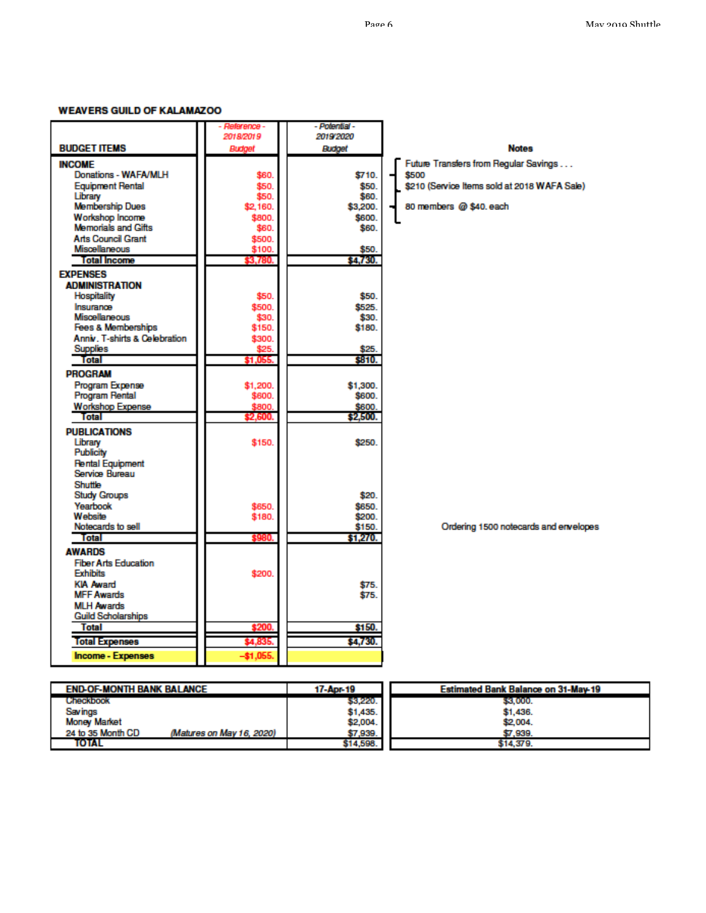## WEAVERS GUILD OF KALAMAZOO

| BUDGET ITEMS | - Reference - 2018/2019 Budget | - Potential - 2019/2020 Budget | Notes |
|---|---|---|---|
| **INCOME** | | | |
| Donations - WAFA/MLH | $60. | $710. | Future Transfers from Regular Savings . . . $500; $210 (Service Items sold at 2018 WAFA Sale) |
| Equipment Rental | $50. | $50. | |
| Library | $50. | $60. | |
| Membership Dues | $2,160. | $3,200. | 80 members @ $40. each |
| Workshop Income | $800. | $600. | |
| Memorials and Gifts | $60. | $60. | |
| Arts Council Grant | $500. | | |
| Miscellaneous | $100. | $50. | |
| **Total Income** | **$3,780.** | **$4,730.** | |
| **EXPENSES** | | | |
| **ADMINISTRATION** | | | |
| Hospitality | $50. | $50. | |
| Insurance | $500. | $525. | |
| Miscellaneous | $30. | $30. | |
| Fees & Memberships | $150. | $180. | |
| Anniv. T-shirts & Celebration | $300. | | |
| Supplies | $25. | $25. | |
| **Total** | **$1,055.** | **$810.** | |
| **PROGRAM** | | | |
| Program Expense | $1,200. | $1,300. | |
| Program Rental | $600. | $600. | |
| Workshop Expense | $800. | $600. | |
| **Total** | **$2,600.** | **$2,500.** | |
| **PUBLICATIONS** | | | |
| Library | $150. | $250. | |
| Publicity | | | |
| Rental Equipment | | | |
| Service Bureau | | | |
| Shuttle | | | |
| Study Groups | | $20. | |
| Yearbook | $650. | $650. | |
| Website | $180. | $200. | |
| Notecards to sell | | $150. | Ordering 1500 notecards and envelopes |
| **Total** | **$980.** | **$1,270.** | |
| **AWARDS** | | | |
| Fiber Arts Education | | | |
| Exhibits | $200. | | |
| KIA Award | | $75. | |
| MFF Awards | | $75. | |
| MLH Awards | | | |
| Guild Scholarships | | | |
| **Total** | **$200.** | **$150.** | |
| **Total Expenses** | **$4,835.** | **$4,730.** | |
| **Income - Expenses** | **-$1,055.** | | |

| END-OF-MONTH BANK BALANCE | | 17-Apr-19 | Estimated Bank Balance on 31-May-19 |
|---|---|---|---|
| Checkbook | | $3,220. | $3,000. |
| Savings | | $1,435. | $1,436. |
| Money Market | | $2,004. | $2,004. |
| 24 to 35 Month CD | *(Matures on May 16, 2020)* | $7,939. | $7,939. |
| TOTAL | | $14,598. | $14,379. |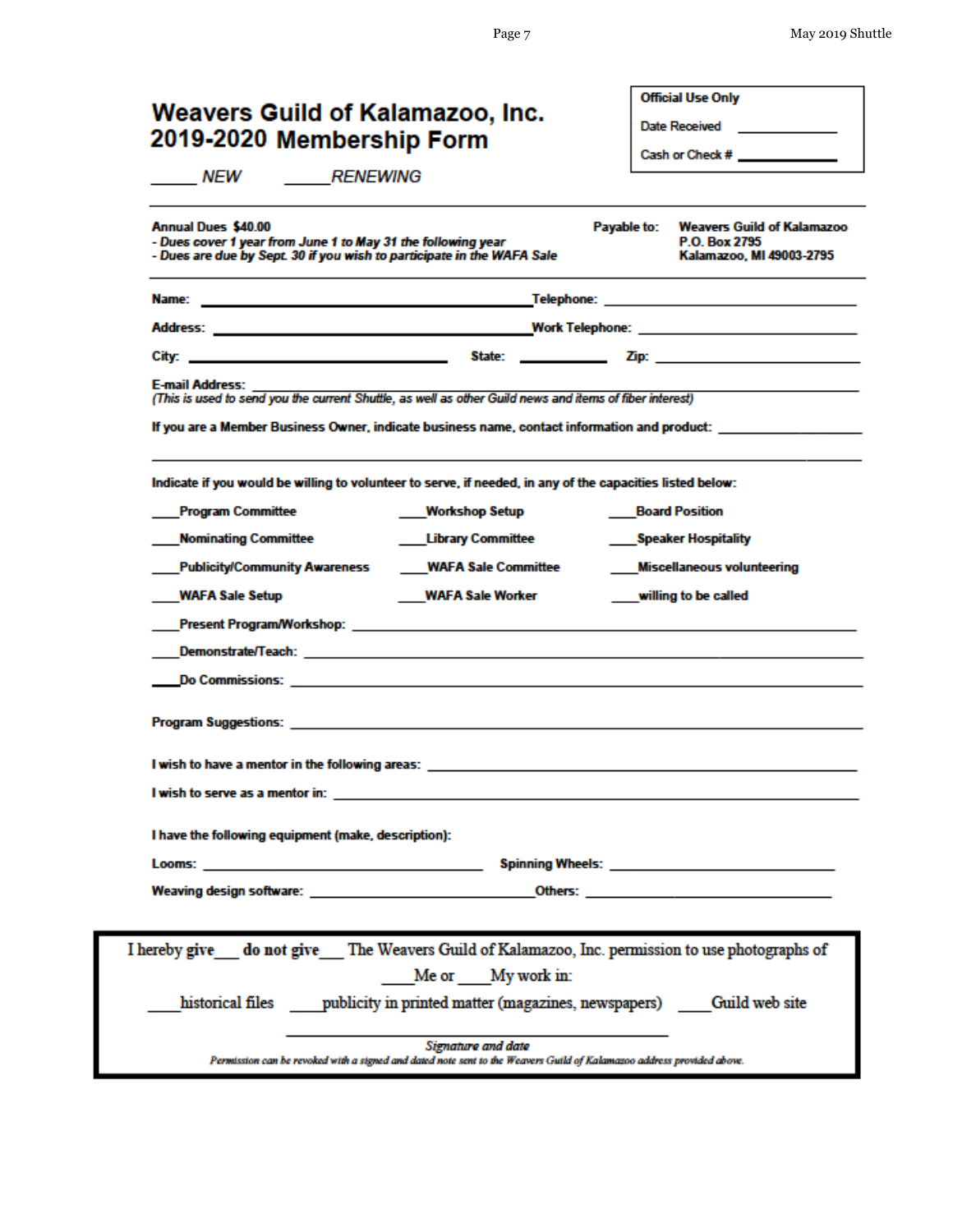# Weavers Guild of Kalamazoo, Inc.
# 2019-2020 Membership Form

| Official Use Only |
| --- |
| Date Received ____________ |
| Cash or Check # ____________ |

_____ *NEW* _____ *RENEWING*

---

**Annual Dues $40.00**
***- Dues cover 1 year from June 1 to May 31 the following year***
***- Dues are due by Sept. 30 if you wish to participate in the WAFA Sale***

**Payable to:** **Weavers Guild of Kalamazoo**
**P.O. Box 2795**
**Kalamazoo, MI 49003-2795**

---

**Name:** ________________________________ **Telephone:** ____________________

**Address:** ______________________________ **Work Telephone:** ________________

**City:** ____________________ **State:** __________ **Zip:** ________________

**E-mail Address:** ____________________________________________
*(This is used to send you the current Shuttle, as well as other Guild news and items of fiber interest)*

**If you are a Member Business Owner, indicate business name, contact information and product:** ____________________

**Indicate if you would be willing to volunteer to serve, if needed, in any of the capacities listed below:**

____**Program Committee** ____**Workshop Setup** ____**Board Position**

____**Nominating Committee** ____**Library Committee** ____**Speaker Hospitality**

____**Publicity/Community Awareness** ____**WAFA Sale Committee** ____**Miscellaneous volunteering**

____**WAFA Sale Setup** ____**WAFA Sale Worker** ____**willing to be called**

____**Present Program/Workshop:** ____________________________________________

____**Demonstrate/Teach:** ____________________________________________

____**Do Commissions:** ____________________________________________

**Program Suggestions:** ____________________________________________

**I wish to have a mentor in the following areas:** ______________________________

**I wish to serve as a mentor in:** ____________________________________________

**I have the following equipment (make, description):**

**Looms:** ____________________ **Spinning Wheels:** ____________________

**Weaving design software:** ____________________ **Others:** ____________________

---

I hereby give___ **do not give**___ The Weavers Guild of Kalamazoo, Inc. permission to use photographs of
____Me or ____My work in:

____historical files ____publicity in printed matter (magazines, newspapers) ____Guild web site

________________________________
*Signature and date*

*Permission can be revoked with a signed and dated note sent to the Weavers Guild of Kalamazoo address provided above.*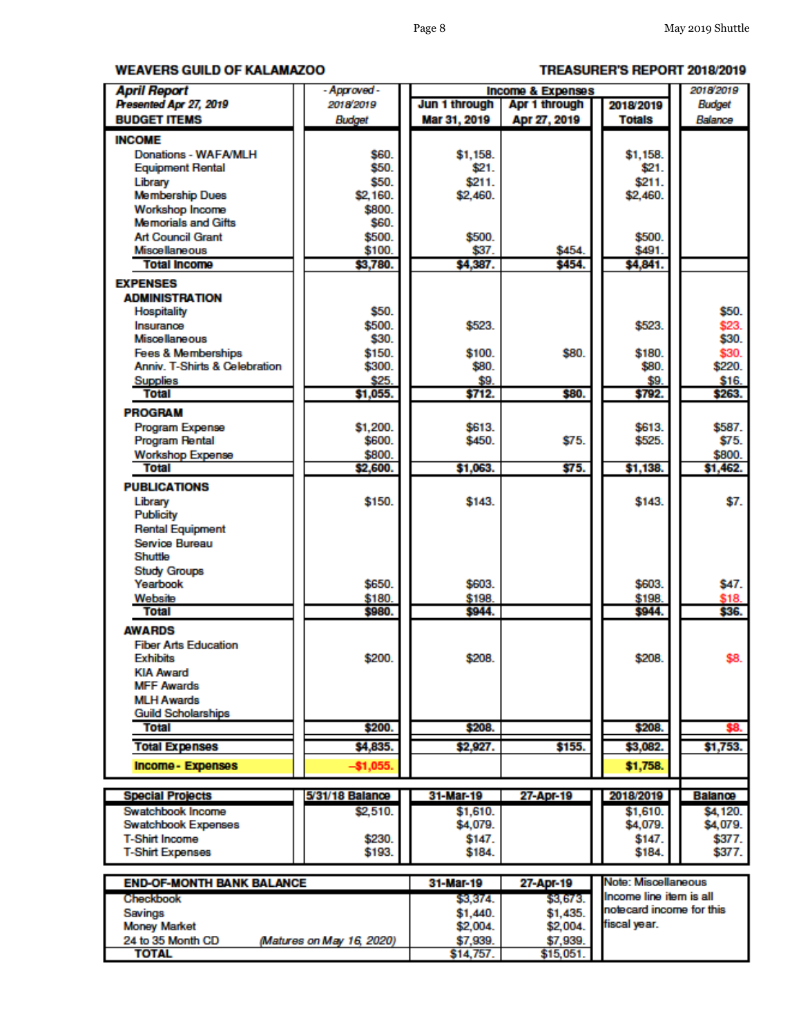**WEAVERS GUILD OF KALAMAZOO** — **TREASURER'S REPORT 2018/2019**

| ***April Report*** ***Presented Apr 27, 2019*** **BUDGET ITEMS** | *- Approved - 2018/2019 Budget* | **Income & Expenses** **Jun 1 through Mar 31, 2019** | **Apr 1 through Apr 27, 2019** | **2018/2019 Totals** | *2018/2019 Budget Balance* |
|---|---|---|---|---|---|
| **INCOME** | | | | | |
| Donations - WAFA/MLH | $60. | $1,158. | | $1,158. | |
| Equipment Rental | $50. | $21. | | $21. | |
| Library | $50. | $211. | | $211. | |
| Membership Dues | $2,160. | $2,460. | | $2,460. | |
| Workshop Income | $800. | | | | |
| Memorials and Gifts | $60. | | | | |
| Art Council Grant | $500. | $500. | | $500. | |
| Miscellaneous | $100. | $37. | $454. | $491. | |
| **Total Income** | **$3,780.** | **$4,387.** | **$454.** | **$4,841.** | |
| **EXPENSES** | | | | | |
| **ADMINISTRATION** | | | | | |
| Hospitality | $50. | | | | $50. |
| Insurance | $500. | $523. | | $523. | $23. |
| Miscellaneous | $30. | | | | $30. |
| Fees & Memberships | $150. | $100. | $80. | $180. | $30. |
| Anniv. T-Shirts & Celebration | $300. | $80. | | $80. | $220. |
| Supplies | $25. | $9. | | $9. | $16. |
| **Total** | **$1,055.** | **$712.** | **$80.** | **$792.** | **$263.** |
| **PROGRAM** | | | | | |
| Program Expense | $1,200. | $613. | | $613. | $587. |
| Program Rental | $600. | $450. | $75. | $525. | $75. |
| Workshop Expense | $800. | | | | $800. |
| **Total** | **$2,600.** | **$1,063.** | **$75.** | **$1,138.** | **$1,462.** |
| **PUBLICATIONS** | | | | | |
| Library | $150. | $143. | | $143. | $7. |
| Publicity | | | | | |
| Rental Equipment | | | | | |
| Service Bureau | | | | | |
| Shuttle | | | | | |
| Study Groups | | | | | |
| Yearbook | $650. | $603. | | $603. | $47. |
| Website | $180. | $198. | | $198. | $18. |
| **Total** | **$980.** | **$944.** | | **$944.** | **$36.** |
| **AWARDS** | | | | | |
| Fiber Arts Education | | | | | |
| Exhibits | $200. | $208. | | $208. | $8. |
| KIA Award | | | | | |
| MFF Awards | | | | | |
| MLH Awards | | | | | |
| Guild Scholarships | | | | | |
| **Total** | **$200.** | **$208.** | | **$208.** | **$8.** |
| **Total Expenses** | **$4,835.** | **$2,927.** | **$155.** | **$3,082.** | **$1,753.** |
| **Income - Expenses** | **–$1,055.** | | | **$1,758.** | |

| **Special Projects** | **5/31/18 Balance** | **31-Mar-19** | **27-Apr-19** | **2018/2019** | **Balance** |
|---|---|---|---|---|---|
| Swatchbook Income | $2,510. | $1,610. | | $1,610. | $4,120. |
| Swatchbook Expenses | | $4,079. | | $4,079. | $4,079. |
| T-Shirt Income | $230. | $147. | | $147. | $377. |
| T-Shirt Expenses | $193. | $184. | | $184. | $377. |

| **END-OF-MONTH BANK BALANCE** | | **31-Mar-19** | **27-Apr-19** |
|---|---|---|---|
| Checkbook | | $3,374. | $3,673. |
| Savings | | $1,440. | $1,435. |
| Money Market | | $2,004. | $2,004. |
| 24 to 35 Month CD | *(Matures on May 16, 2020)* | $7,939. | $7,939. |
| **TOTAL** | | $14,757. | $15,051. |

Note: Miscellaneous Income line item is all notecard income for this fiscal year.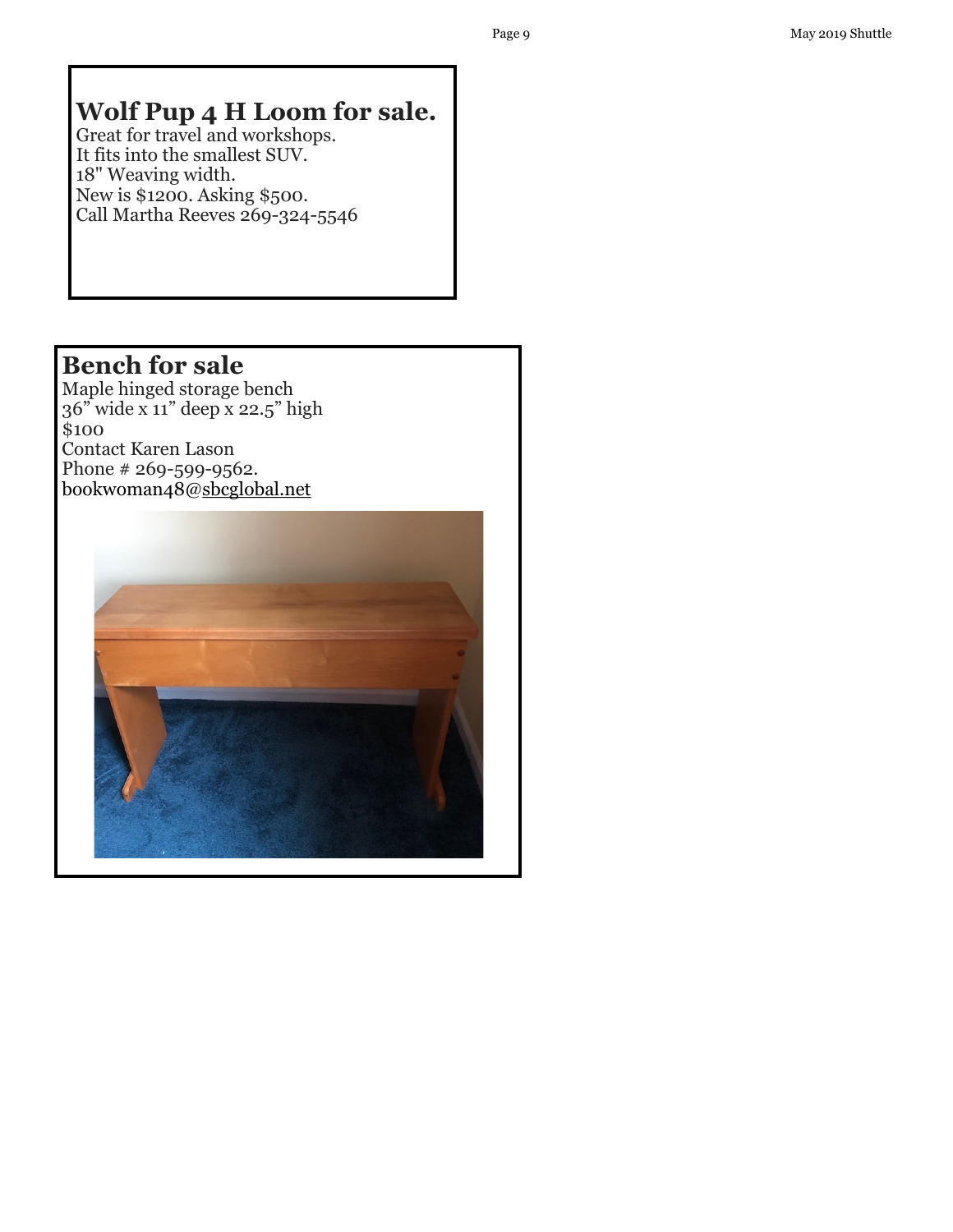## Wolf Pup 4 H Loom for sale.

Great for travel and workshops.
It fits into the smallest SUV.
18" Weaving width.
New is $1200. Asking $500.
Call Martha Reeves 269-324-5546

## Bench for sale

Maple hinged storage bench
36" wide x 11" deep x 22.5" high
$100
Contact Karen Lason
Phone # 269-599-9562.
bookwoman48@sbcglobal.net